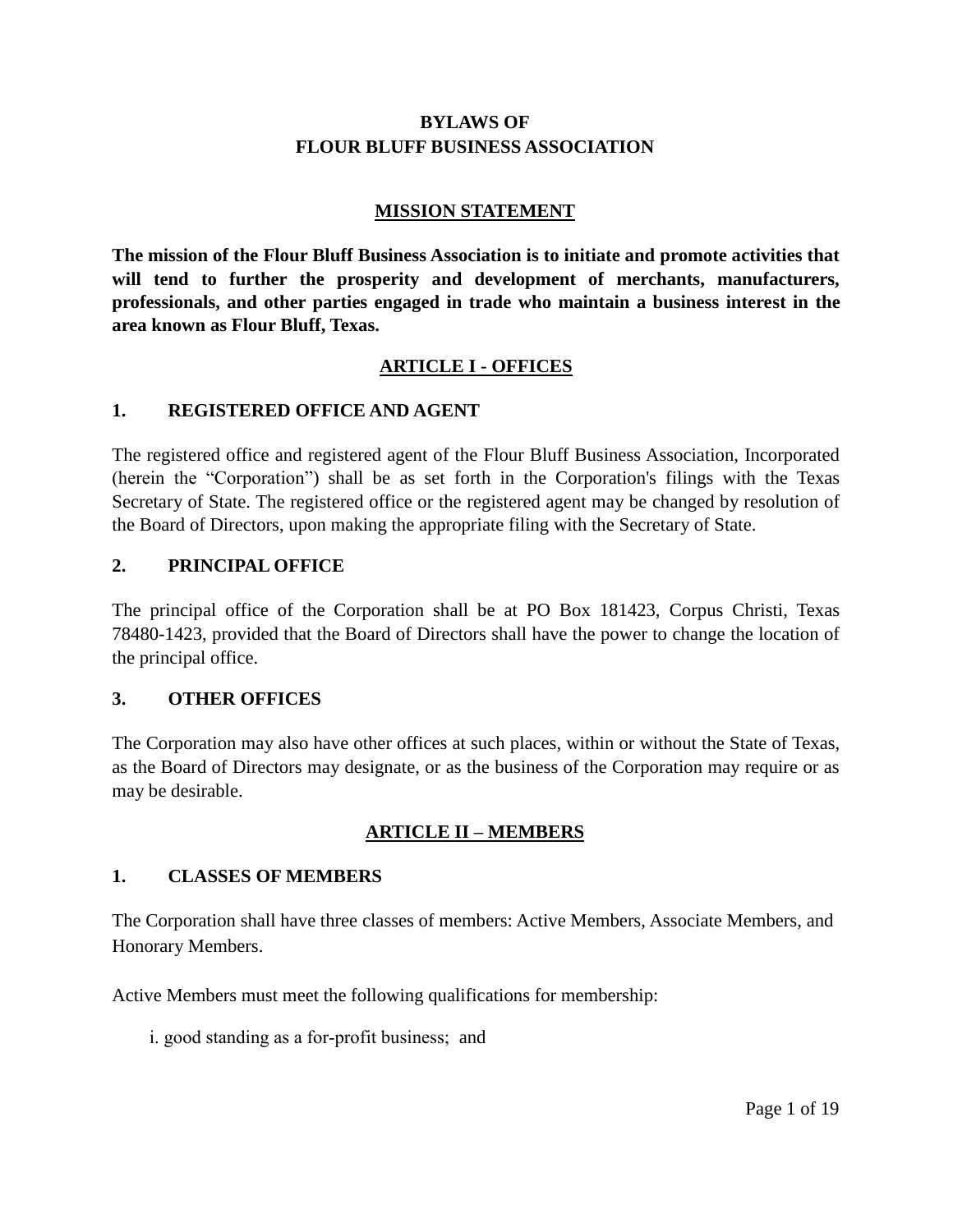# BYLAWS OF FLOUR BLUFF BUSINESS ASSOCIATION

## MISSION STATEMENT

**The mission of the Flour Bluff Business Association is to initiate and promote activities that will tend to further the prosperity and development of merchants, manufacturers, professionals, and other parties engaged in trade who maintain a business interest in the area known as Flour Bluff, Texas.**

## ARTICLE I - OFFICES

### 1. REGISTERED OFFICE AND AGENT

The registered office and registered agent of the Flour Bluff Business Association, Incorporated (herein the "Corporation") shall be as set forth in the Corporation's filings with the Texas Secretary of State. The registered office or the registered agent may be changed by resolution of the Board of Directors, upon making the appropriate filing with the Secretary of State.

### 2. PRINCIPAL OFFICE

The principal office of the Corporation shall be at PO Box 181423, Corpus Christi, Texas 78480-1423, provided that the Board of Directors shall have the power to change the location of the principal office.

### 3. OTHER OFFICES

The Corporation may also have other offices at such places, within or without the State of Texas, as the Board of Directors may designate, or as the business of the Corporation may require or as may be desirable.

## ARTICLE II – MEMBERS

### 1. CLASSES OF MEMBERS

The Corporation shall have three classes of members: Active Members, Associate Members, and Honorary Members.

Active Members must meet the following qualifications for membership:

i. good standing as a for-profit business; and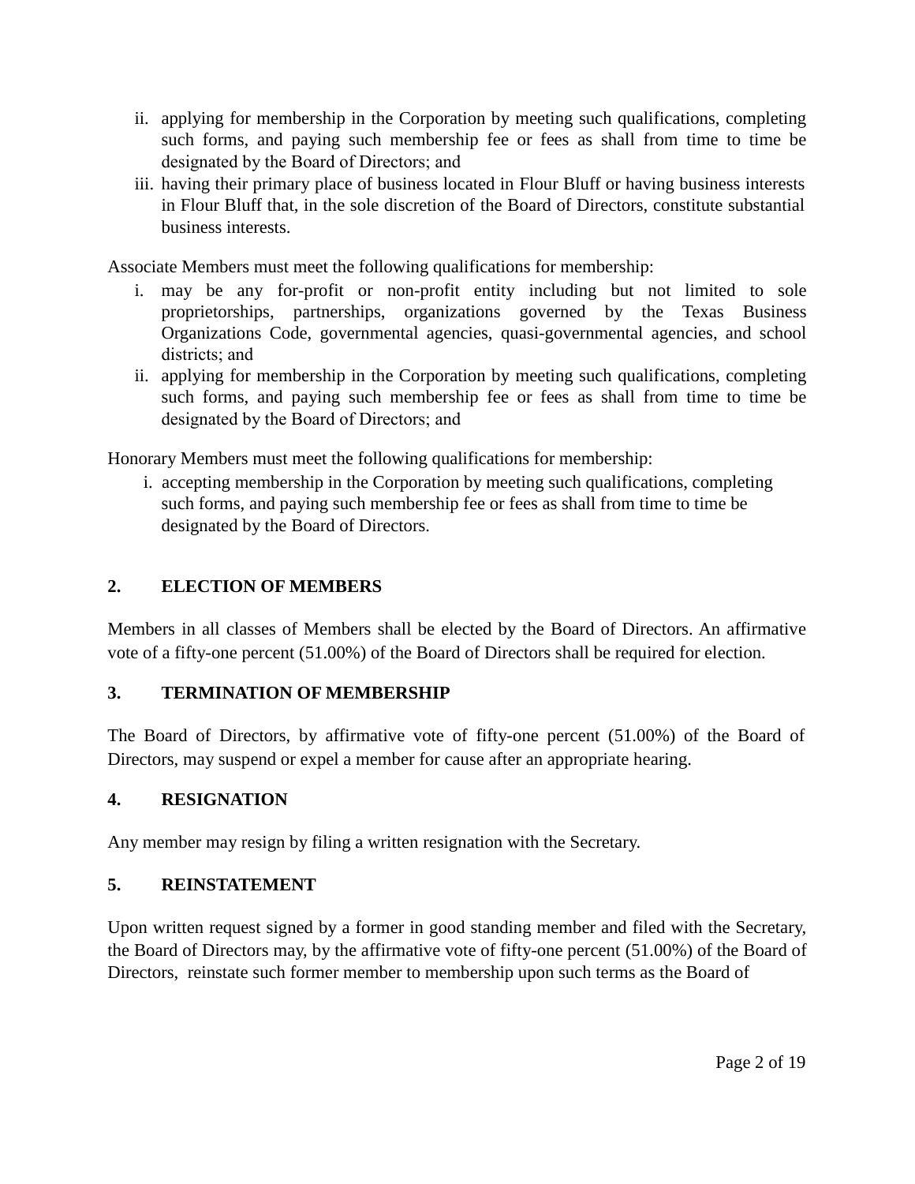ii. applying for membership in the Corporation by meeting such qualifications, completing such forms, and paying such membership fee or fees as shall from time to time be designated by the Board of Directors; and

iii. having their primary place of business located in Flour Bluff or having business interests in Flour Bluff that, in the sole discretion of the Board of Directors, constitute substantial business interests.

Associate Members must meet the following qualifications for membership:

i. may be any for-profit or non-profit entity including but not limited to sole proprietorships, partnerships, organizations governed by the Texas Business Organizations Code, governmental agencies, quasi-governmental agencies, and school districts; and

ii. applying for membership in the Corporation by meeting such qualifications, completing such forms, and paying such membership fee or fees as shall from time to time be designated by the Board of Directors; and

Honorary Members must meet the following qualifications for membership:

i. accepting membership in the Corporation by meeting such qualifications, completing such forms, and paying such membership fee or fees as shall from time to time be designated by the Board of Directors.

## 2. ELECTION OF MEMBERS

Members in all classes of Members shall be elected by the Board of Directors. An affirmative vote of a fifty-one percent (51.00%) of the Board of Directors shall be required for election.

## 3. TERMINATION OF MEMBERSHIP

The Board of Directors, by affirmative vote of fifty-one percent (51.00%) of the Board of Directors, may suspend or expel a member for cause after an appropriate hearing.

## 4. RESIGNATION

Any member may resign by filing a written resignation with the Secretary.

## 5. REINSTATEMENT

Upon written request signed by a former in good standing member and filed with the Secretary, the Board of Directors may, by the affirmative vote of fifty-one percent (51.00%) of the Board of Directors, reinstate such former member to membership upon such terms as the Board of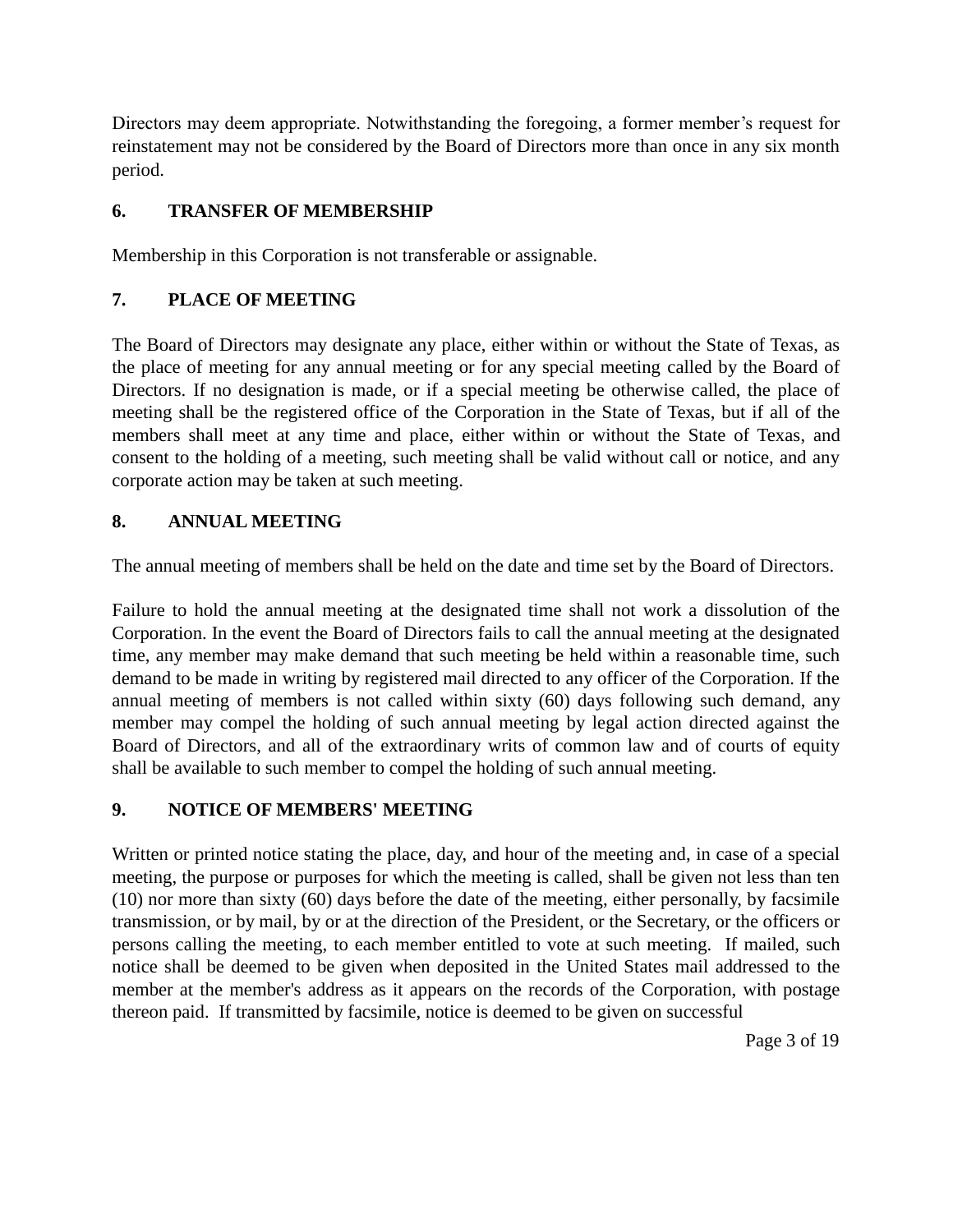Directors may deem appropriate. Notwithstanding the foregoing, a former member's request for reinstatement may not be considered by the Board of Directors more than once in any six month period.

## 6. TRANSFER OF MEMBERSHIP

Membership in this Corporation is not transferable or assignable.

## 7. PLACE OF MEETING

The Board of Directors may designate any place, either within or without the State of Texas, as the place of meeting for any annual meeting or for any special meeting called by the Board of Directors. If no designation is made, or if a special meeting be otherwise called, the place of meeting shall be the registered office of the Corporation in the State of Texas, but if all of the members shall meet at any time and place, either within or without the State of Texas, and consent to the holding of a meeting, such meeting shall be valid without call or notice, and any corporate action may be taken at such meeting.

## 8. ANNUAL MEETING

The annual meeting of members shall be held on the date and time set by the Board of Directors.

Failure to hold the annual meeting at the designated time shall not work a dissolution of the Corporation. In the event the Board of Directors fails to call the annual meeting at the designated time, any member may make demand that such meeting be held within a reasonable time, such demand to be made in writing by registered mail directed to any officer of the Corporation. If the annual meeting of members is not called within sixty (60) days following such demand, any member may compel the holding of such annual meeting by legal action directed against the Board of Directors, and all of the extraordinary writs of common law and of courts of equity shall be available to such member to compel the holding of such annual meeting.

## 9. NOTICE OF MEMBERS' MEETING

Written or printed notice stating the place, day, and hour of the meeting and, in case of a special meeting, the purpose or purposes for which the meeting is called, shall be given not less than ten (10) nor more than sixty (60) days before the date of the meeting, either personally, by facsimile transmission, or by mail, by or at the direction of the President, or the Secretary, or the officers or persons calling the meeting, to each member entitled to vote at such meeting. If mailed, such notice shall be deemed to be given when deposited in the United States mail addressed to the member at the member's address as it appears on the records of the Corporation, with postage thereon paid. If transmitted by facsimile, notice is deemed to be given on successful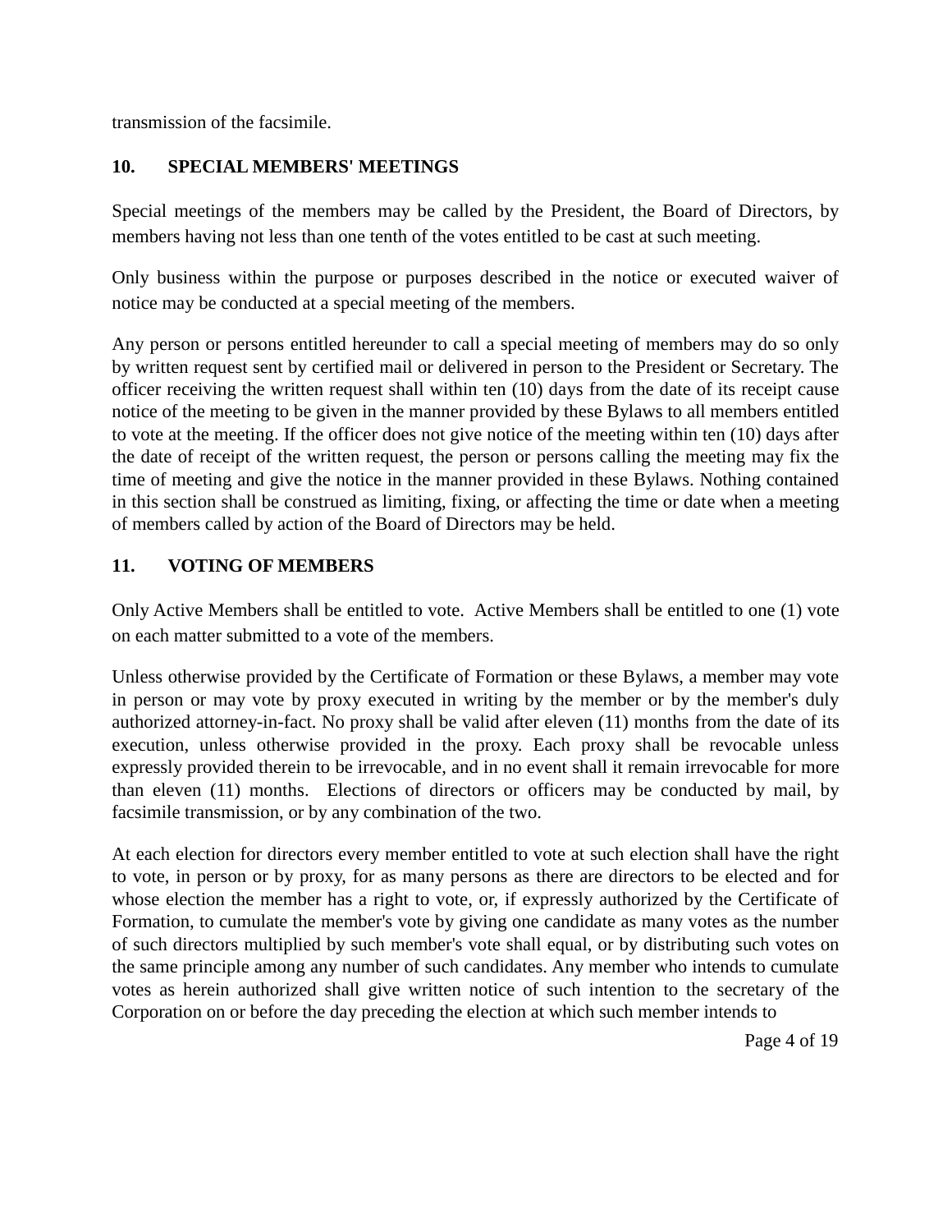transmission of the facsimile.

## 10. SPECIAL MEMBERS' MEETINGS

Special meetings of the members may be called by the President, the Board of Directors, by members having not less than one tenth of the votes entitled to be cast at such meeting.

Only business within the purpose or purposes described in the notice or executed waiver of notice may be conducted at a special meeting of the members.

Any person or persons entitled hereunder to call a special meeting of members may do so only by written request sent by certified mail or delivered in person to the President or Secretary. The officer receiving the written request shall within ten (10) days from the date of its receipt cause notice of the meeting to be given in the manner provided by these Bylaws to all members entitled to vote at the meeting. If the officer does not give notice of the meeting within ten (10) days after the date of receipt of the written request, the person or persons calling the meeting may fix the time of meeting and give the notice in the manner provided in these Bylaws. Nothing contained in this section shall be construed as limiting, fixing, or affecting the time or date when a meeting of members called by action of the Board of Directors may be held.

## 11. VOTING OF MEMBERS

Only Active Members shall be entitled to vote. Active Members shall be entitled to one (1) vote on each matter submitted to a vote of the members.

Unless otherwise provided by the Certificate of Formation or these Bylaws, a member may vote in person or may vote by proxy executed in writing by the member or by the member's duly authorized attorney-in-fact. No proxy shall be valid after eleven (11) months from the date of its execution, unless otherwise provided in the proxy. Each proxy shall be revocable unless expressly provided therein to be irrevocable, and in no event shall it remain irrevocable for more than eleven (11) months. Elections of directors or officers may be conducted by mail, by facsimile transmission, or by any combination of the two.

At each election for directors every member entitled to vote at such election shall have the right to vote, in person or by proxy, for as many persons as there are directors to be elected and for whose election the member has a right to vote, or, if expressly authorized by the Certificate of Formation, to cumulate the member's vote by giving one candidate as many votes as the number of such directors multiplied by such member's vote shall equal, or by distributing such votes on the same principle among any number of such candidates. Any member who intends to cumulate votes as herein authorized shall give written notice of such intention to the secretary of the Corporation on or before the day preceding the election at which such member intends to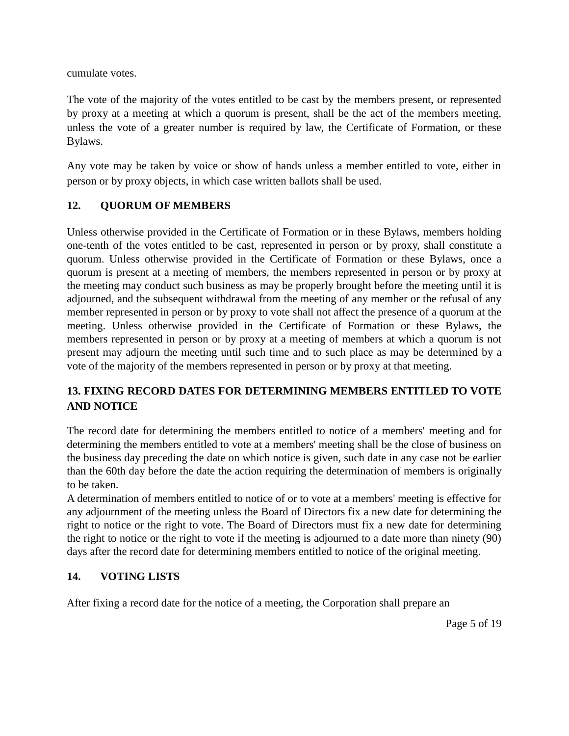cumulate votes.

The vote of the majority of the votes entitled to be cast by the members present, or represented by proxy at a meeting at which a quorum is present, shall be the act of the members meeting, unless the vote of a greater number is required by law, the Certificate of Formation, or these Bylaws.

Any vote may be taken by voice or show of hands unless a member entitled to vote, either in person or by proxy objects, in which case written ballots shall be used.

## 12. QUORUM OF MEMBERS

Unless otherwise provided in the Certificate of Formation or in these Bylaws, members holding one-tenth of the votes entitled to be cast, represented in person or by proxy, shall constitute a quorum. Unless otherwise provided in the Certificate of Formation or these Bylaws, once a quorum is present at a meeting of members, the members represented in person or by proxy at the meeting may conduct such business as may be properly brought before the meeting until it is adjourned, and the subsequent withdrawal from the meeting of any member or the refusal of any member represented in person or by proxy to vote shall not affect the presence of a quorum at the meeting. Unless otherwise provided in the Certificate of Formation or these Bylaws, the members represented in person or by proxy at a meeting of members at which a quorum is not present may adjourn the meeting until such time and to such place as may be determined by a vote of the majority of the members represented in person or by proxy at that meeting.

## 13. FIXING RECORD DATES FOR DETERMINING MEMBERS ENTITLED TO VOTE AND NOTICE

The record date for determining the members entitled to notice of a members' meeting and for determining the members entitled to vote at a members' meeting shall be the close of business on the business day preceding the date on which notice is given, such date in any case not be earlier than the 60th day before the date the action requiring the determination of members is originally to be taken.

A determination of members entitled to notice of or to vote at a members' meeting is effective for any adjournment of the meeting unless the Board of Directors fix a new date for determining the right to notice or the right to vote. The Board of Directors must fix a new date for determining the right to notice or the right to vote if the meeting is adjourned to a date more than ninety (90) days after the record date for determining members entitled to notice of the original meeting.

## 14. VOTING LISTS

After fixing a record date for the notice of a meeting, the Corporation shall prepare an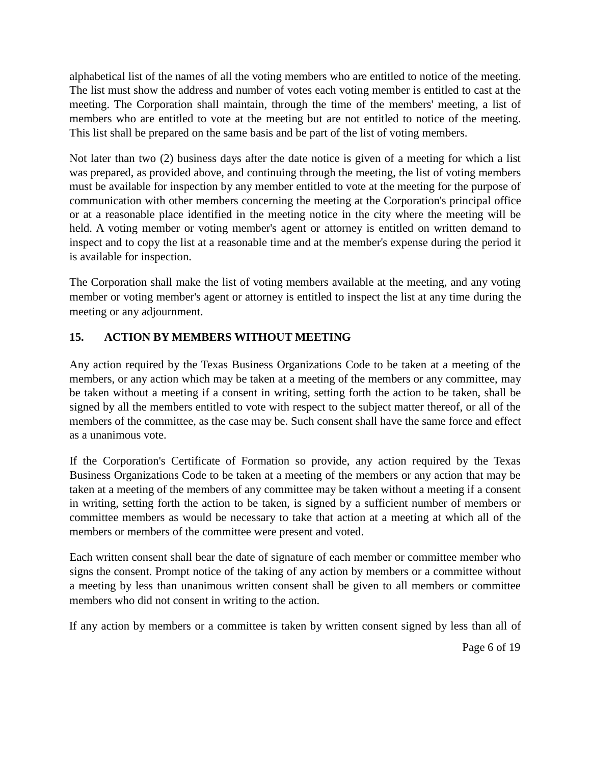alphabetical list of the names of all the voting members who are entitled to notice of the meeting. The list must show the address and number of votes each voting member is entitled to cast at the meeting. The Corporation shall maintain, through the time of the members' meeting, a list of members who are entitled to vote at the meeting but are not entitled to notice of the meeting. This list shall be prepared on the same basis and be part of the list of voting members.

Not later than two (2) business days after the date notice is given of a meeting for which a list was prepared, as provided above, and continuing through the meeting, the list of voting members must be available for inspection by any member entitled to vote at the meeting for the purpose of communication with other members concerning the meeting at the Corporation's principal office or at a reasonable place identified in the meeting notice in the city where the meeting will be held. A voting member or voting member's agent or attorney is entitled on written demand to inspect and to copy the list at a reasonable time and at the member's expense during the period it is available for inspection.

The Corporation shall make the list of voting members available at the meeting, and any voting member or voting member's agent or attorney is entitled to inspect the list at any time during the meeting or any adjournment.

## 15. ACTION BY MEMBERS WITHOUT MEETING

Any action required by the Texas Business Organizations Code to be taken at a meeting of the members, or any action which may be taken at a meeting of the members or any committee, may be taken without a meeting if a consent in writing, setting forth the action to be taken, shall be signed by all the members entitled to vote with respect to the subject matter thereof, or all of the members of the committee, as the case may be. Such consent shall have the same force and effect as a unanimous vote.

If the Corporation's Certificate of Formation so provide, any action required by the Texas Business Organizations Code to be taken at a meeting of the members or any action that may be taken at a meeting of the members of any committee may be taken without a meeting if a consent in writing, setting forth the action to be taken, is signed by a sufficient number of members or committee members as would be necessary to take that action at a meeting at which all of the members or members of the committee were present and voted.

Each written consent shall bear the date of signature of each member or committee member who signs the consent. Prompt notice of the taking of any action by members or a committee without a meeting by less than unanimous written consent shall be given to all members or committee members who did not consent in writing to the action.

If any action by members or a committee is taken by written consent signed by less than all of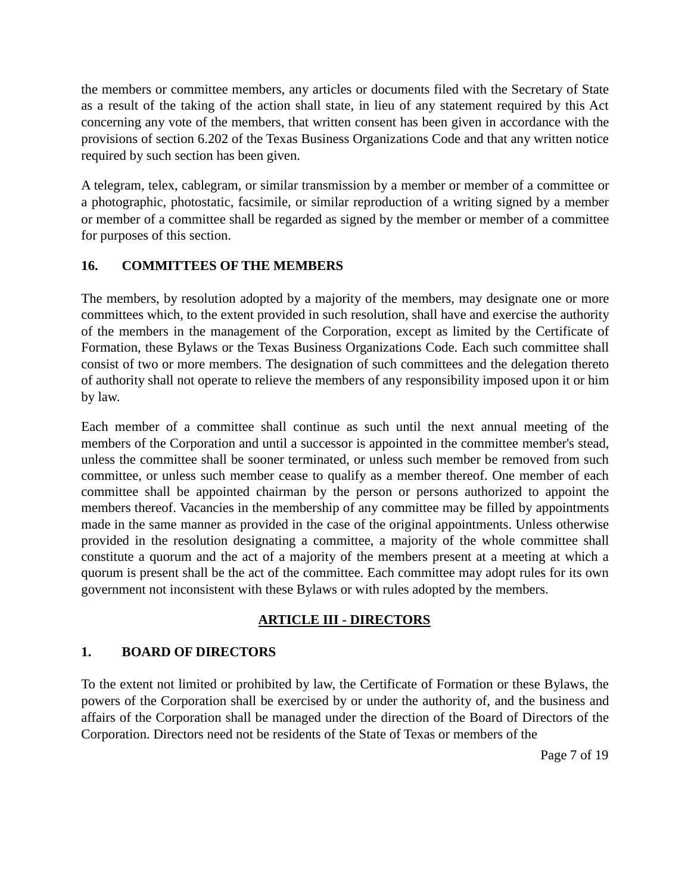the members or committee members, any articles or documents filed with the Secretary of State as a result of the taking of the action shall state, in lieu of any statement required by this Act concerning any vote of the members, that written consent has been given in accordance with the provisions of section 6.202 of the Texas Business Organizations Code and that any written notice required by such section has been given.

A telegram, telex, cablegram, or similar transmission by a member or member of a committee or a photographic, photostatic, facsimile, or similar reproduction of a writing signed by a member or member of a committee shall be regarded as signed by the member or member of a committee for purposes of this section.

### 16. COMMITTEES OF THE MEMBERS

The members, by resolution adopted by a majority of the members, may designate one or more committees which, to the extent provided in such resolution, shall have and exercise the authority of the members in the management of the Corporation, except as limited by the Certificate of Formation, these Bylaws or the Texas Business Organizations Code. Each such committee shall consist of two or more members. The designation of such committees and the delegation thereto of authority shall not operate to relieve the members of any responsibility imposed upon it or him by law.

Each member of a committee shall continue as such until the next annual meeting of the members of the Corporation and until a successor is appointed in the committee member's stead, unless the committee shall be sooner terminated, or unless such member be removed from such committee, or unless such member cease to qualify as a member thereof. One member of each committee shall be appointed chairman by the person or persons authorized to appoint the members thereof. Vacancies in the membership of any committee may be filled by appointments made in the same manner as provided in the case of the original appointments. Unless otherwise provided in the resolution designating a committee, a majority of the whole committee shall constitute a quorum and the act of a majority of the members present at a meeting at which a quorum is present shall be the act of the committee. Each committee may adopt rules for its own government not inconsistent with these Bylaws or with rules adopted by the members.

## ARTICLE III - DIRECTORS

### 1. BOARD OF DIRECTORS

To the extent not limited or prohibited by law, the Certificate of Formation or these Bylaws, the powers of the Corporation shall be exercised by or under the authority of, and the business and affairs of the Corporation shall be managed under the direction of the Board of Directors of the Corporation. Directors need not be residents of the State of Texas or members of the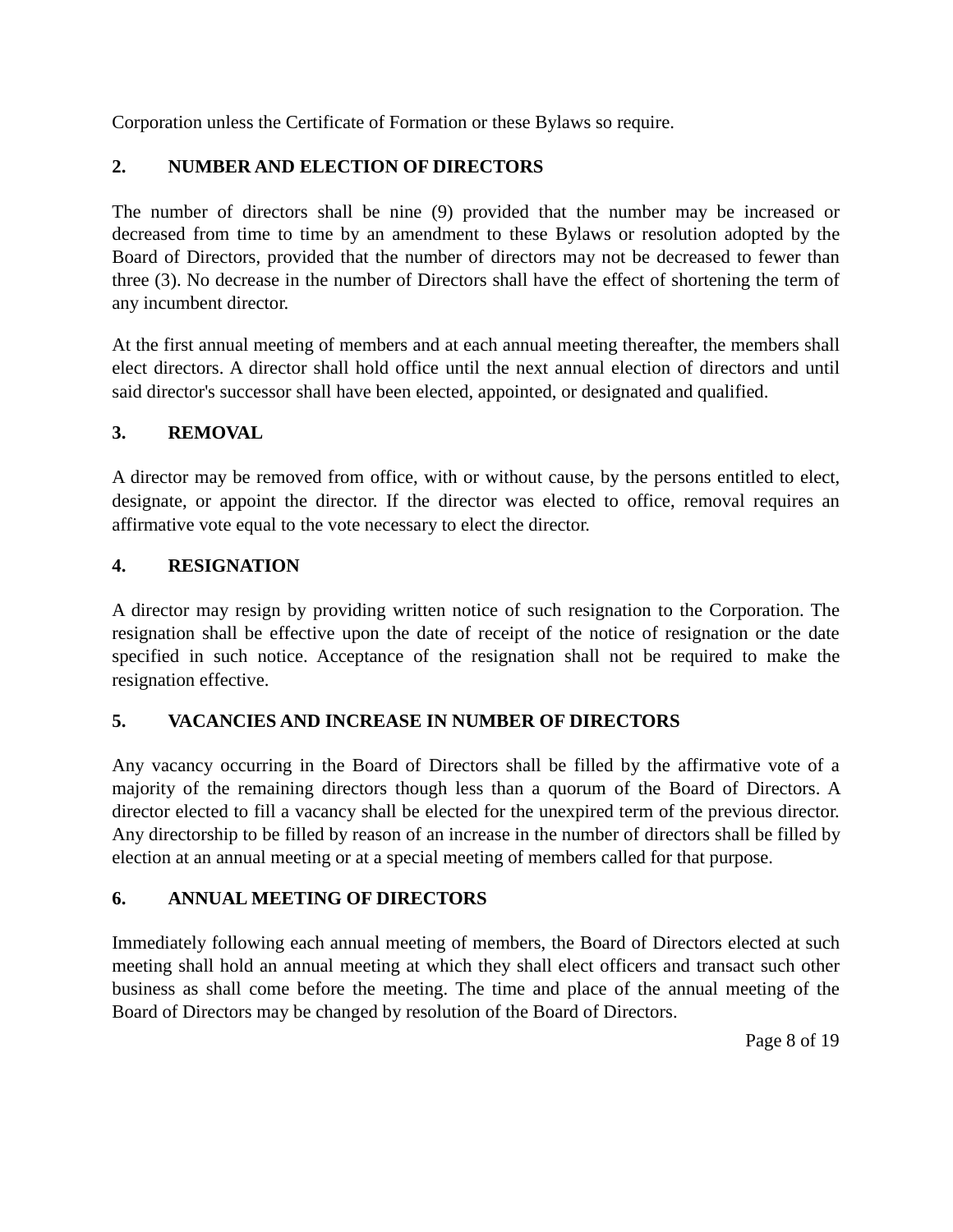Corporation unless the Certificate of Formation or these Bylaws so require.

## 2. NUMBER AND ELECTION OF DIRECTORS

The number of directors shall be nine (9) provided that the number may be increased or decreased from time to time by an amendment to these Bylaws or resolution adopted by the Board of Directors, provided that the number of directors may not be decreased to fewer than three (3). No decrease in the number of Directors shall have the effect of shortening the term of any incumbent director.

At the first annual meeting of members and at each annual meeting thereafter, the members shall elect directors. A director shall hold office until the next annual election of directors and until said director's successor shall have been elected, appointed, or designated and qualified.

## 3. REMOVAL

A director may be removed from office, with or without cause, by the persons entitled to elect, designate, or appoint the director. If the director was elected to office, removal requires an affirmative vote equal to the vote necessary to elect the director.

## 4. RESIGNATION

A director may resign by providing written notice of such resignation to the Corporation. The resignation shall be effective upon the date of receipt of the notice of resignation or the date specified in such notice. Acceptance of the resignation shall not be required to make the resignation effective.

## 5. VACANCIES AND INCREASE IN NUMBER OF DIRECTORS

Any vacancy occurring in the Board of Directors shall be filled by the affirmative vote of a majority of the remaining directors though less than a quorum of the Board of Directors. A director elected to fill a vacancy shall be elected for the unexpired term of the previous director. Any directorship to be filled by reason of an increase in the number of directors shall be filled by election at an annual meeting or at a special meeting of members called for that purpose.

## 6. ANNUAL MEETING OF DIRECTORS

Immediately following each annual meeting of members, the Board of Directors elected at such meeting shall hold an annual meeting at which they shall elect officers and transact such other business as shall come before the meeting. The time and place of the annual meeting of the Board of Directors may be changed by resolution of the Board of Directors.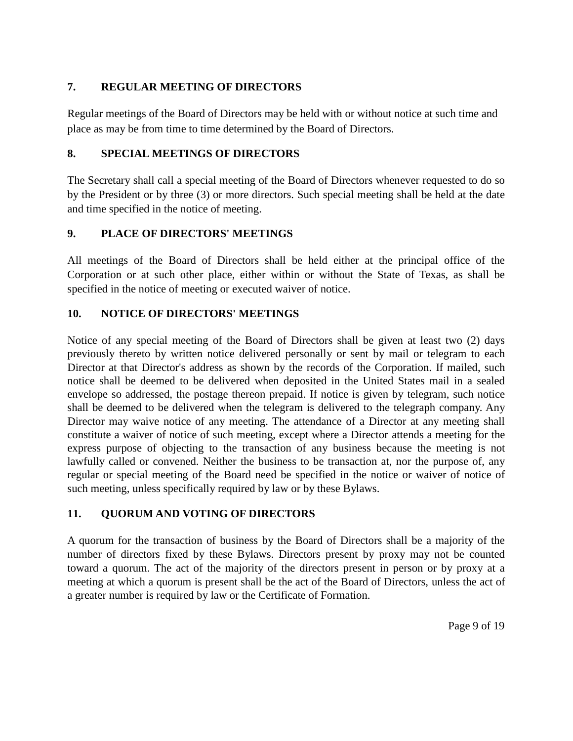## 7. REGULAR MEETING OF DIRECTORS

Regular meetings of the Board of Directors may be held with or without notice at such time and place as may be from time to time determined by the Board of Directors.

## 8. SPECIAL MEETINGS OF DIRECTORS

The Secretary shall call a special meeting of the Board of Directors whenever requested to do so by the President or by three (3) or more directors. Such special meeting shall be held at the date and time specified in the notice of meeting.

## 9. PLACE OF DIRECTORS' MEETINGS

All meetings of the Board of Directors shall be held either at the principal office of the Corporation or at such other place, either within or without the State of Texas, as shall be specified in the notice of meeting or executed waiver of notice.

## 10. NOTICE OF DIRECTORS' MEETINGS

Notice of any special meeting of the Board of Directors shall be given at least two (2) days previously thereto by written notice delivered personally or sent by mail or telegram to each Director at that Director's address as shown by the records of the Corporation. If mailed, such notice shall be deemed to be delivered when deposited in the United States mail in a sealed envelope so addressed, the postage thereon prepaid. If notice is given by telegram, such notice shall be deemed to be delivered when the telegram is delivered to the telegraph company. Any Director may waive notice of any meeting. The attendance of a Director at any meeting shall constitute a waiver of notice of such meeting, except where a Director attends a meeting for the express purpose of objecting to the transaction of any business because the meeting is not lawfully called or convened. Neither the business to be transaction at, nor the purpose of, any regular or special meeting of the Board need be specified in the notice or waiver of notice of such meeting, unless specifically required by law or by these Bylaws.

## 11. QUORUM AND VOTING OF DIRECTORS

A quorum for the transaction of business by the Board of Directors shall be a majority of the number of directors fixed by these Bylaws. Directors present by proxy may not be counted toward a quorum. The act of the majority of the directors present in person or by proxy at a meeting at which a quorum is present shall be the act of the Board of Directors, unless the act of a greater number is required by law or the Certificate of Formation.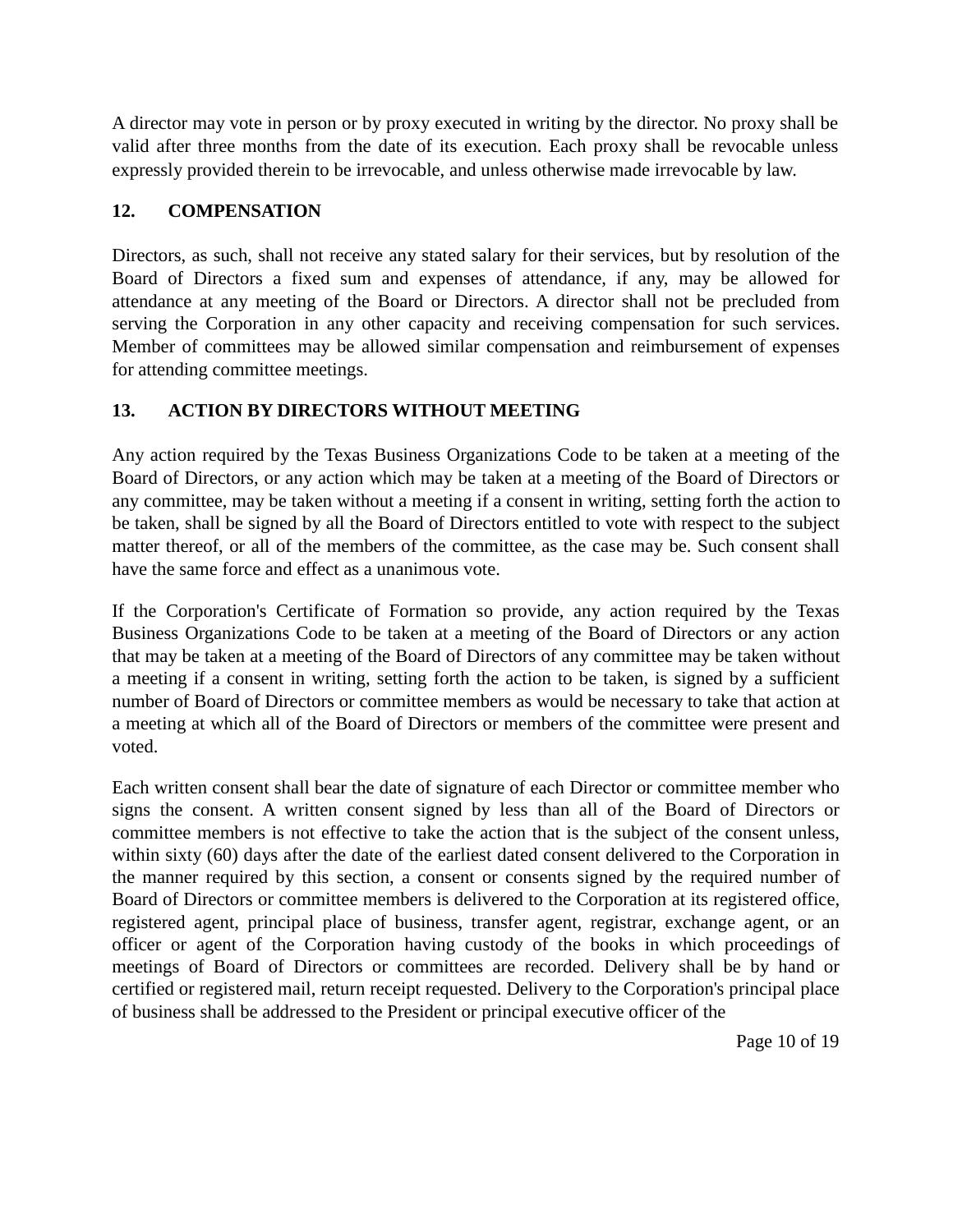A director may vote in person or by proxy executed in writing by the director. No proxy shall be valid after three months from the date of its execution. Each proxy shall be revocable unless expressly provided therein to be irrevocable, and unless otherwise made irrevocable by law.

## 12. COMPENSATION

Directors, as such, shall not receive any stated salary for their services, but by resolution of the Board of Directors a fixed sum and expenses of attendance, if any, may be allowed for attendance at any meeting of the Board or Directors. A director shall not be precluded from serving the Corporation in any other capacity and receiving compensation for such services. Member of committees may be allowed similar compensation and reimbursement of expenses for attending committee meetings.

## 13. ACTION BY DIRECTORS WITHOUT MEETING

Any action required by the Texas Business Organizations Code to be taken at a meeting of the Board of Directors, or any action which may be taken at a meeting of the Board of Directors or any committee, may be taken without a meeting if a consent in writing, setting forth the action to be taken, shall be signed by all the Board of Directors entitled to vote with respect to the subject matter thereof, or all of the members of the committee, as the case may be. Such consent shall have the same force and effect as a unanimous vote.

If the Corporation's Certificate of Formation so provide, any action required by the Texas Business Organizations Code to be taken at a meeting of the Board of Directors or any action that may be taken at a meeting of the Board of Directors of any committee may be taken without a meeting if a consent in writing, setting forth the action to be taken, is signed by a sufficient number of Board of Directors or committee members as would be necessary to take that action at a meeting at which all of the Board of Directors or members of the committee were present and voted.

Each written consent shall bear the date of signature of each Director or committee member who signs the consent. A written consent signed by less than all of the Board of Directors or committee members is not effective to take the action that is the subject of the consent unless, within sixty (60) days after the date of the earliest dated consent delivered to the Corporation in the manner required by this section, a consent or consents signed by the required number of Board of Directors or committee members is delivered to the Corporation at its registered office, registered agent, principal place of business, transfer agent, registrar, exchange agent, or an officer or agent of the Corporation having custody of the books in which proceedings of meetings of Board of Directors or committees are recorded. Delivery shall be by hand or certified or registered mail, return receipt requested. Delivery to the Corporation's principal place of business shall be addressed to the President or principal executive officer of the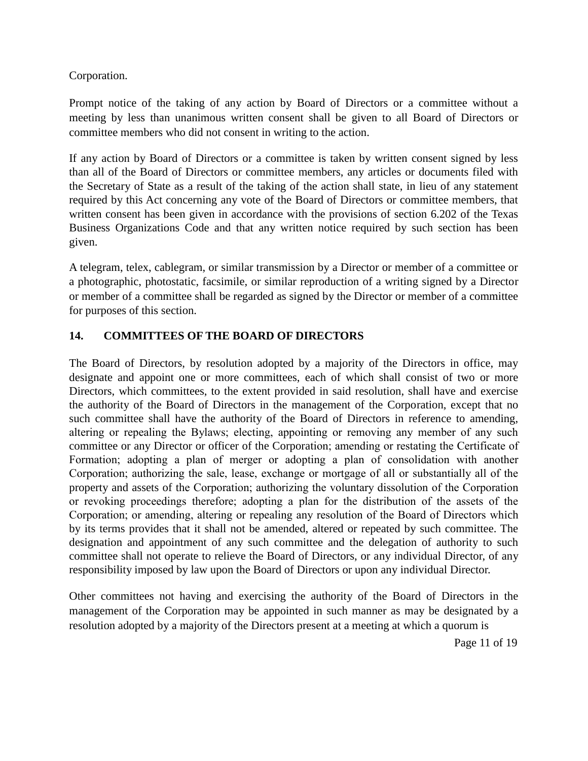Corporation.

Prompt notice of the taking of any action by Board of Directors or a committee without a meeting by less than unanimous written consent shall be given to all Board of Directors or committee members who did not consent in writing to the action.

If any action by Board of Directors or a committee is taken by written consent signed by less than all of the Board of Directors or committee members, any articles or documents filed with the Secretary of State as a result of the taking of the action shall state, in lieu of any statement required by this Act concerning any vote of the Board of Directors or committee members, that written consent has been given in accordance with the provisions of section 6.202 of the Texas Business Organizations Code and that any written notice required by such section has been given.

A telegram, telex, cablegram, or similar transmission by a Director or member of a committee or a photographic, photostatic, facsimile, or similar reproduction of a writing signed by a Director or member of a committee shall be regarded as signed by the Director or member of a committee for purposes of this section.

## 14. COMMITTEES OF THE BOARD OF DIRECTORS

The Board of Directors, by resolution adopted by a majority of the Directors in office, may designate and appoint one or more committees, each of which shall consist of two or more Directors, which committees, to the extent provided in said resolution, shall have and exercise the authority of the Board of Directors in the management of the Corporation, except that no such committee shall have the authority of the Board of Directors in reference to amending, altering or repealing the Bylaws; electing, appointing or removing any member of any such committee or any Director or officer of the Corporation; amending or restating the Certificate of Formation; adopting a plan of merger or adopting a plan of consolidation with another Corporation; authorizing the sale, lease, exchange or mortgage of all or substantially all of the property and assets of the Corporation; authorizing the voluntary dissolution of the Corporation or revoking proceedings therefore; adopting a plan for the distribution of the assets of the Corporation; or amending, altering or repealing any resolution of the Board of Directors which by its terms provides that it shall not be amended, altered or repeated by such committee. The designation and appointment of any such committee and the delegation of authority to such committee shall not operate to relieve the Board of Directors, or any individual Director, of any responsibility imposed by law upon the Board of Directors or upon any individual Director.

Other committees not having and exercising the authority of the Board of Directors in the management of the Corporation may be appointed in such manner as may be designated by a resolution adopted by a majority of the Directors present at a meeting at which a quorum is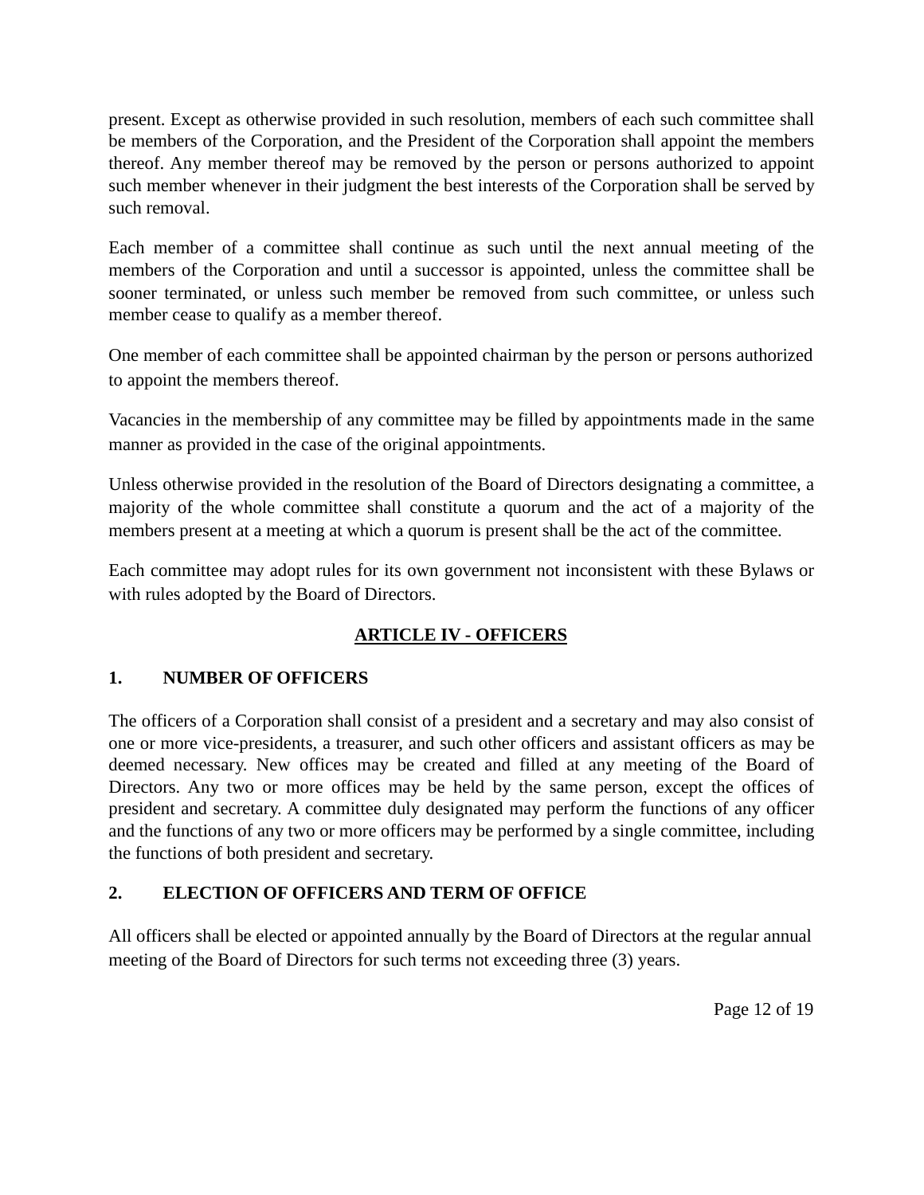present. Except as otherwise provided in such resolution, members of each such committee shall be members of the Corporation, and the President of the Corporation shall appoint the members thereof. Any member thereof may be removed by the person or persons authorized to appoint such member whenever in their judgment the best interests of the Corporation shall be served by such removal.

Each member of a committee shall continue as such until the next annual meeting of the members of the Corporation and until a successor is appointed, unless the committee shall be sooner terminated, or unless such member be removed from such committee, or unless such member cease to qualify as a member thereof.

One member of each committee shall be appointed chairman by the person or persons authorized to appoint the members thereof.

Vacancies in the membership of any committee may be filled by appointments made in the same manner as provided in the case of the original appointments.

Unless otherwise provided in the resolution of the Board of Directors designating a committee, a majority of the whole committee shall constitute a quorum and the act of a majority of the members present at a meeting at which a quorum is present shall be the act of the committee.

Each committee may adopt rules for its own government not inconsistent with these Bylaws or with rules adopted by the Board of Directors.

## ARTICLE IV - OFFICERS

### 1. NUMBER OF OFFICERS

The officers of a Corporation shall consist of a president and a secretary and may also consist of one or more vice-presidents, a treasurer, and such other officers and assistant officers as may be deemed necessary. New offices may be created and filled at any meeting of the Board of Directors. Any two or more offices may be held by the same person, except the offices of president and secretary. A committee duly designated may perform the functions of any officer and the functions of any two or more officers may be performed by a single committee, including the functions of both president and secretary.

### 2. ELECTION OF OFFICERS AND TERM OF OFFICE

All officers shall be elected or appointed annually by the Board of Directors at the regular annual meeting of the Board of Directors for such terms not exceeding three (3) years.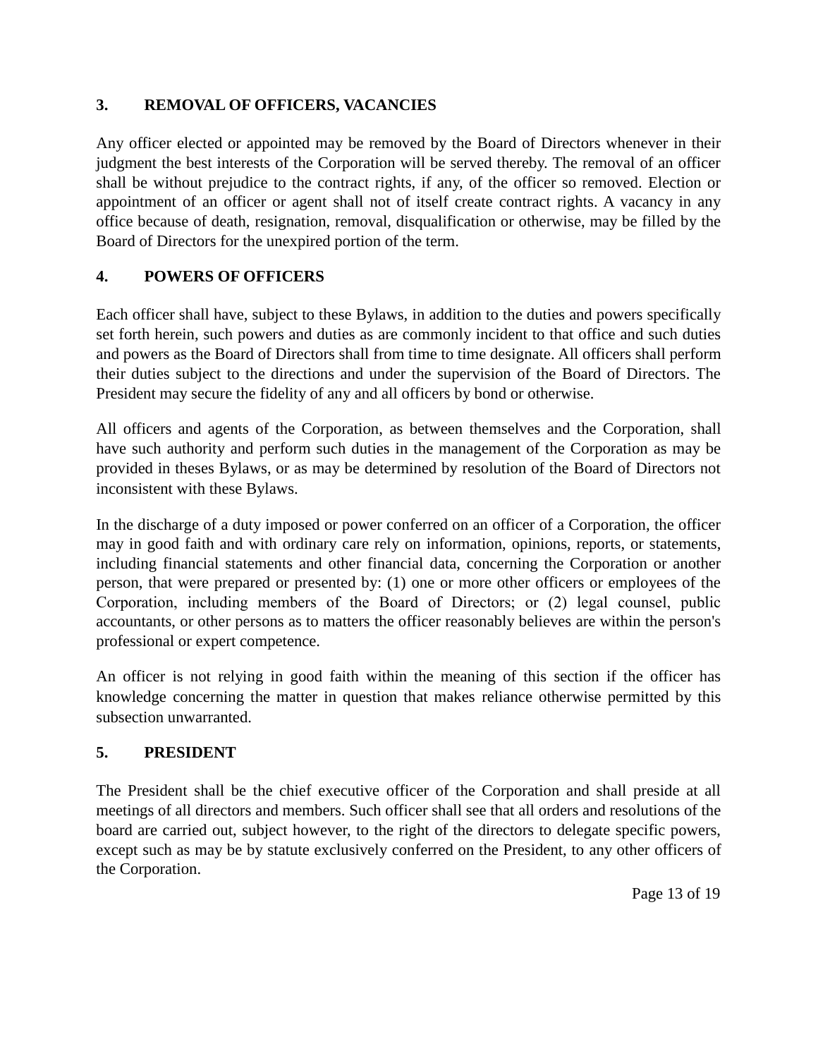## 3. REMOVAL OF OFFICERS, VACANCIES

Any officer elected or appointed may be removed by the Board of Directors whenever in their judgment the best interests of the Corporation will be served thereby. The removal of an officer shall be without prejudice to the contract rights, if any, of the officer so removed. Election or appointment of an officer or agent shall not of itself create contract rights. A vacancy in any office because of death, resignation, removal, disqualification or otherwise, may be filled by the Board of Directors for the unexpired portion of the term.

## 4. POWERS OF OFFICERS

Each officer shall have, subject to these Bylaws, in addition to the duties and powers specifically set forth herein, such powers and duties as are commonly incident to that office and such duties and powers as the Board of Directors shall from time to time designate. All officers shall perform their duties subject to the directions and under the supervision of the Board of Directors. The President may secure the fidelity of any and all officers by bond or otherwise.

All officers and agents of the Corporation, as between themselves and the Corporation, shall have such authority and perform such duties in the management of the Corporation as may be provided in theses Bylaws, or as may be determined by resolution of the Board of Directors not inconsistent with these Bylaws.

In the discharge of a duty imposed or power conferred on an officer of a Corporation, the officer may in good faith and with ordinary care rely on information, opinions, reports, or statements, including financial statements and other financial data, concerning the Corporation or another person, that were prepared or presented by: (1) one or more other officers or employees of the Corporation, including members of the Board of Directors; or (2) legal counsel, public accountants, or other persons as to matters the officer reasonably believes are within the person's professional or expert competence.

An officer is not relying in good faith within the meaning of this section if the officer has knowledge concerning the matter in question that makes reliance otherwise permitted by this subsection unwarranted.

## 5. PRESIDENT

The President shall be the chief executive officer of the Corporation and shall preside at all meetings of all directors and members. Such officer shall see that all orders and resolutions of the board are carried out, subject however, to the right of the directors to delegate specific powers, except such as may be by statute exclusively conferred on the President, to any other officers of the Corporation.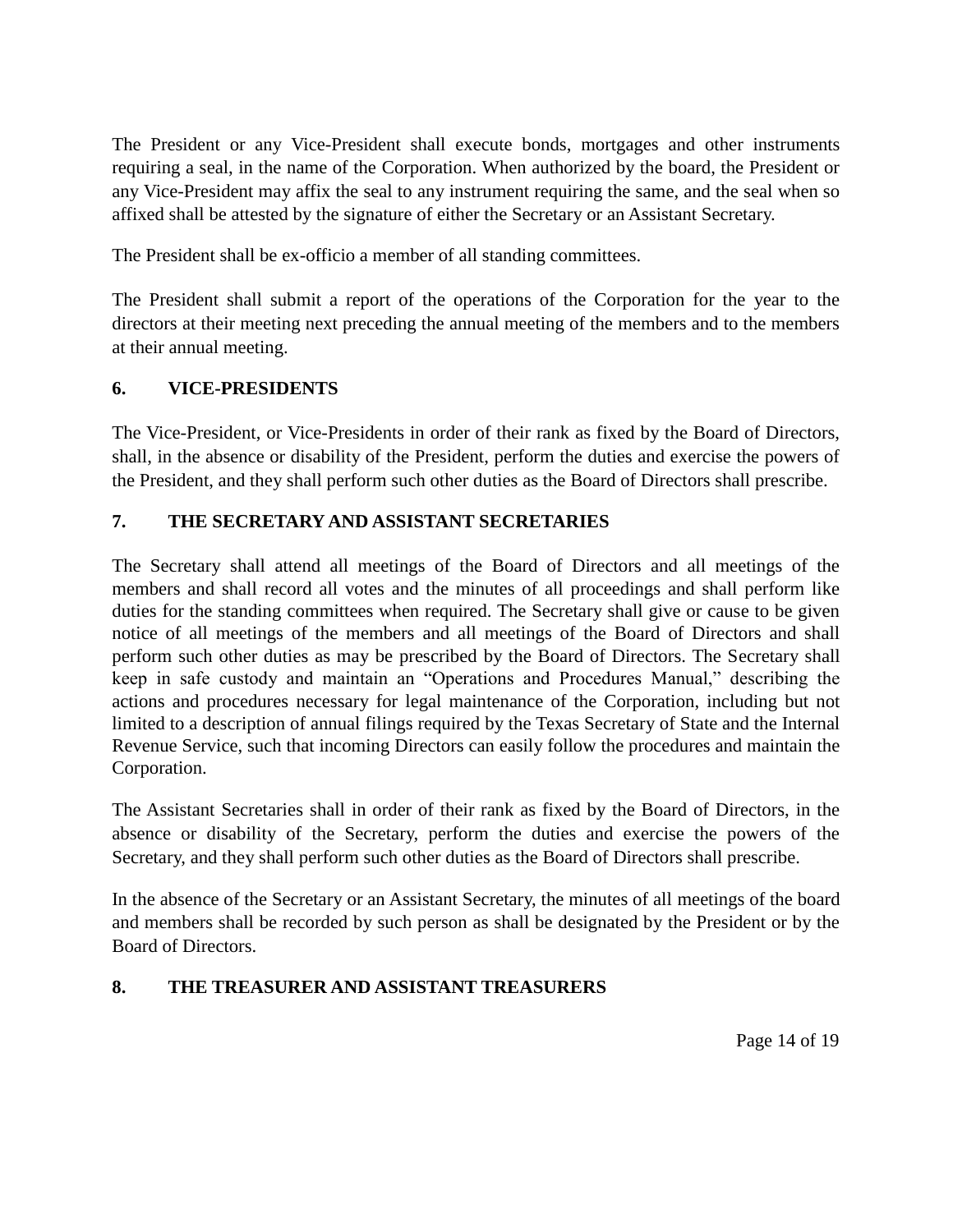The President or any Vice-President shall execute bonds, mortgages and other instruments requiring a seal, in the name of the Corporation. When authorized by the board, the President or any Vice-President may affix the seal to any instrument requiring the same, and the seal when so affixed shall be attested by the signature of either the Secretary or an Assistant Secretary.

The President shall be ex-officio a member of all standing committees.

The President shall submit a report of the operations of the Corporation for the year to the directors at their meeting next preceding the annual meeting of the members and to the members at their annual meeting.

## 6. VICE-PRESIDENTS

The Vice-President, or Vice-Presidents in order of their rank as fixed by the Board of Directors, shall, in the absence or disability of the President, perform the duties and exercise the powers of the President, and they shall perform such other duties as the Board of Directors shall prescribe.

## 7. THE SECRETARY AND ASSISTANT SECRETARIES

The Secretary shall attend all meetings of the Board of Directors and all meetings of the members and shall record all votes and the minutes of all proceedings and shall perform like duties for the standing committees when required. The Secretary shall give or cause to be given notice of all meetings of the members and all meetings of the Board of Directors and shall perform such other duties as may be prescribed by the Board of Directors. The Secretary shall keep in safe custody and maintain an "Operations and Procedures Manual," describing the actions and procedures necessary for legal maintenance of the Corporation, including but not limited to a description of annual filings required by the Texas Secretary of State and the Internal Revenue Service, such that incoming Directors can easily follow the procedures and maintain the Corporation.

The Assistant Secretaries shall in order of their rank as fixed by the Board of Directors, in the absence or disability of the Secretary, perform the duties and exercise the powers of the Secretary, and they shall perform such other duties as the Board of Directors shall prescribe.

In the absence of the Secretary or an Assistant Secretary, the minutes of all meetings of the board and members shall be recorded by such person as shall be designated by the President or by the Board of Directors.

## 8. THE TREASURER AND ASSISTANT TREASURERS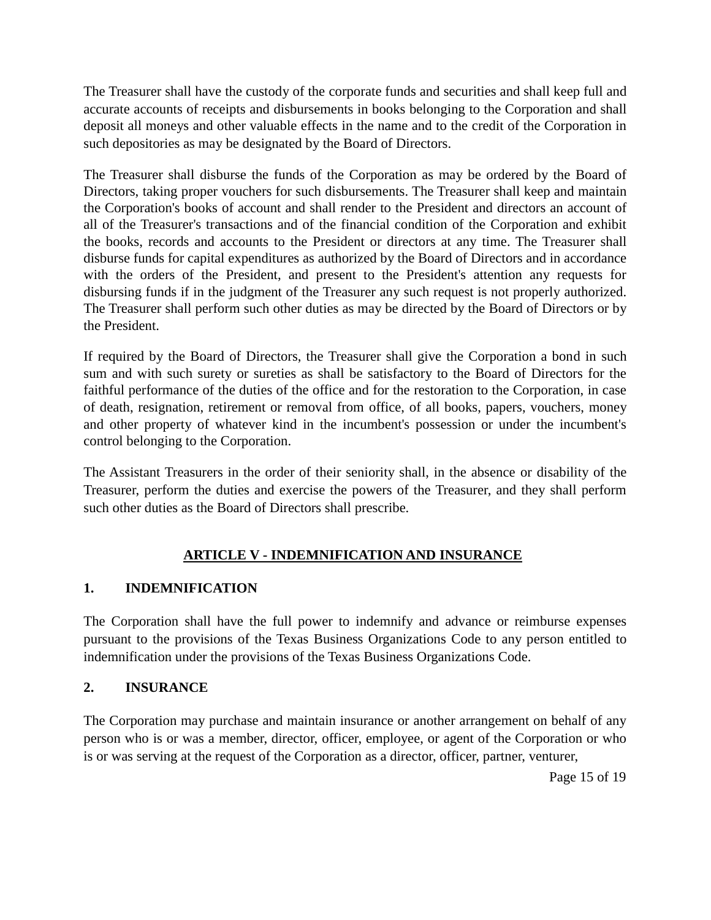The Treasurer shall have the custody of the corporate funds and securities and shall keep full and accurate accounts of receipts and disbursements in books belonging to the Corporation and shall deposit all moneys and other valuable effects in the name and to the credit of the Corporation in such depositories as may be designated by the Board of Directors.

The Treasurer shall disburse the funds of the Corporation as may be ordered by the Board of Directors, taking proper vouchers for such disbursements. The Treasurer shall keep and maintain the Corporation's books of account and shall render to the President and directors an account of all of the Treasurer's transactions and of the financial condition of the Corporation and exhibit the books, records and accounts to the President or directors at any time. The Treasurer shall disburse funds for capital expenditures as authorized by the Board of Directors and in accordance with the orders of the President, and present to the President's attention any requests for disbursing funds if in the judgment of the Treasurer any such request is not properly authorized. The Treasurer shall perform such other duties as may be directed by the Board of Directors or by the President.

If required by the Board of Directors, the Treasurer shall give the Corporation a bond in such sum and with such surety or sureties as shall be satisfactory to the Board of Directors for the faithful performance of the duties of the office and for the restoration to the Corporation, in case of death, resignation, retirement or removal from office, of all books, papers, vouchers, money and other property of whatever kind in the incumbent's possession or under the incumbent's control belonging to the Corporation.

The Assistant Treasurers in the order of their seniority shall, in the absence or disability of the Treasurer, perform the duties and exercise the powers of the Treasurer, and they shall perform such other duties as the Board of Directors shall prescribe.

## ARTICLE V - INDEMNIFICATION AND INSURANCE

### 1. INDEMNIFICATION

The Corporation shall have the full power to indemnify and advance or reimburse expenses pursuant to the provisions of the Texas Business Organizations Code to any person entitled to indemnification under the provisions of the Texas Business Organizations Code.

### 2. INSURANCE

The Corporation may purchase and maintain insurance or another arrangement on behalf of any person who is or was a member, director, officer, employee, or agent of the Corporation or who is or was serving at the request of the Corporation as a director, officer, partner, venturer,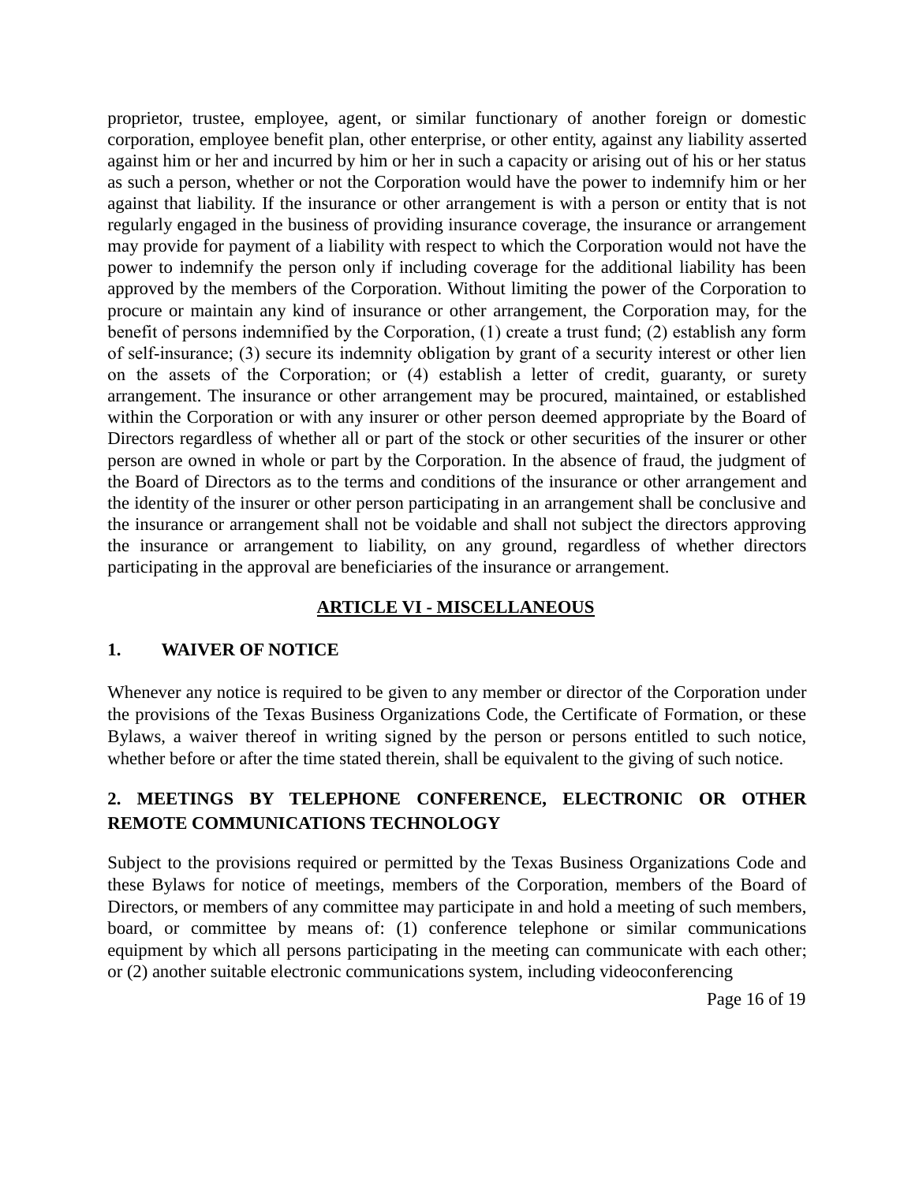proprietor, trustee, employee, agent, or similar functionary of another foreign or domestic corporation, employee benefit plan, other enterprise, or other entity, against any liability asserted against him or her and incurred by him or her in such a capacity or arising out of his or her status as such a person, whether or not the Corporation would have the power to indemnify him or her against that liability. If the insurance or other arrangement is with a person or entity that is not regularly engaged in the business of providing insurance coverage, the insurance or arrangement may provide for payment of a liability with respect to which the Corporation would not have the power to indemnify the person only if including coverage for the additional liability has been approved by the members of the Corporation. Without limiting the power of the Corporation to procure or maintain any kind of insurance or other arrangement, the Corporation may, for the benefit of persons indemnified by the Corporation, (1) create a trust fund; (2) establish any form of self-insurance; (3) secure its indemnity obligation by grant of a security interest or other lien on the assets of the Corporation; or (4) establish a letter of credit, guaranty, or surety arrangement. The insurance or other arrangement may be procured, maintained, or established within the Corporation or with any insurer or other person deemed appropriate by the Board of Directors regardless of whether all or part of the stock or other securities of the insurer or other person are owned in whole or part by the Corporation. In the absence of fraud, the judgment of the Board of Directors as to the terms and conditions of the insurance or other arrangement and the identity of the insurer or other person participating in an arrangement shall be conclusive and the insurance or arrangement shall not be voidable and shall not subject the directors approving the insurance or arrangement to liability, on any ground, regardless of whether directors participating in the approval are beneficiaries of the insurance or arrangement.

## ARTICLE VI - MISCELLANEOUS

### 1. WAIVER OF NOTICE

Whenever any notice is required to be given to any member or director of the Corporation under the provisions of the Texas Business Organizations Code, the Certificate of Formation, or these Bylaws, a waiver thereof in writing signed by the person or persons entitled to such notice, whether before or after the time stated therein, shall be equivalent to the giving of such notice.

### 2. MEETINGS BY TELEPHONE CONFERENCE, ELECTRONIC OR OTHER REMOTE COMMUNICATIONS TECHNOLOGY

Subject to the provisions required or permitted by the Texas Business Organizations Code and these Bylaws for notice of meetings, members of the Corporation, members of the Board of Directors, or members of any committee may participate in and hold a meeting of such members, board, or committee by means of: (1) conference telephone or similar communications equipment by which all persons participating in the meeting can communicate with each other; or (2) another suitable electronic communications system, including videoconferencing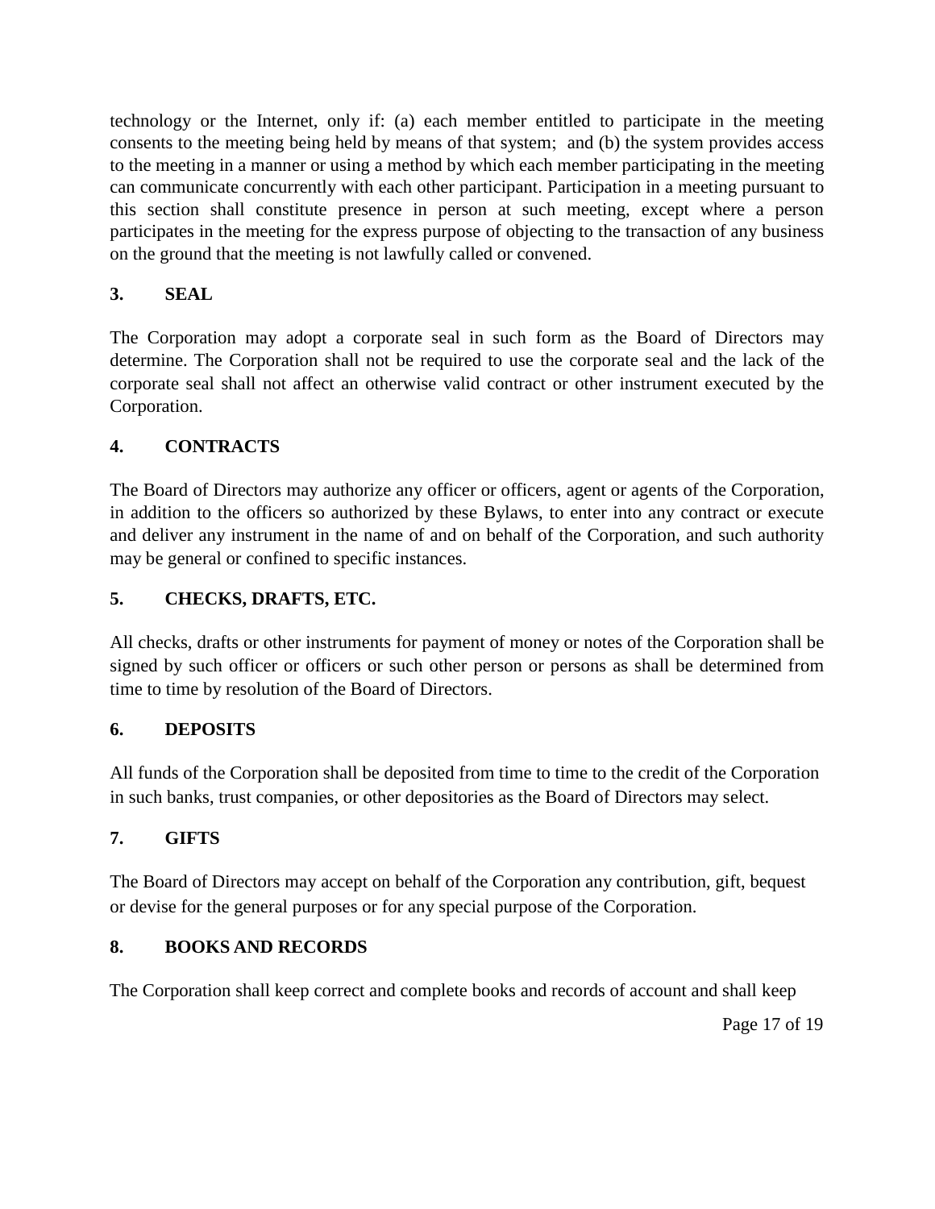technology or the Internet, only if: (a) each member entitled to participate in the meeting consents to the meeting being held by means of that system; and (b) the system provides access to the meeting in a manner or using a method by which each member participating in the meeting can communicate concurrently with each other participant. Participation in a meeting pursuant to this section shall constitute presence in person at such meeting, except where a person participates in the meeting for the express purpose of objecting to the transaction of any business on the ground that the meeting is not lawfully called or convened.

## 3. SEAL

The Corporation may adopt a corporate seal in such form as the Board of Directors may determine. The Corporation shall not be required to use the corporate seal and the lack of the corporate seal shall not affect an otherwise valid contract or other instrument executed by the Corporation.

## 4. CONTRACTS

The Board of Directors may authorize any officer or officers, agent or agents of the Corporation, in addition to the officers so authorized by these Bylaws, to enter into any contract or execute and deliver any instrument in the name of and on behalf of the Corporation, and such authority may be general or confined to specific instances.

## 5. CHECKS, DRAFTS, ETC.

All checks, drafts or other instruments for payment of money or notes of the Corporation shall be signed by such officer or officers or such other person or persons as shall be determined from time to time by resolution of the Board of Directors.

## 6. DEPOSITS

All funds of the Corporation shall be deposited from time to time to the credit of the Corporation in such banks, trust companies, or other depositories as the Board of Directors may select.

## 7. GIFTS

The Board of Directors may accept on behalf of the Corporation any contribution, gift, bequest or devise for the general purposes or for any special purpose of the Corporation.

## 8. BOOKS AND RECORDS

The Corporation shall keep correct and complete books and records of account and shall keep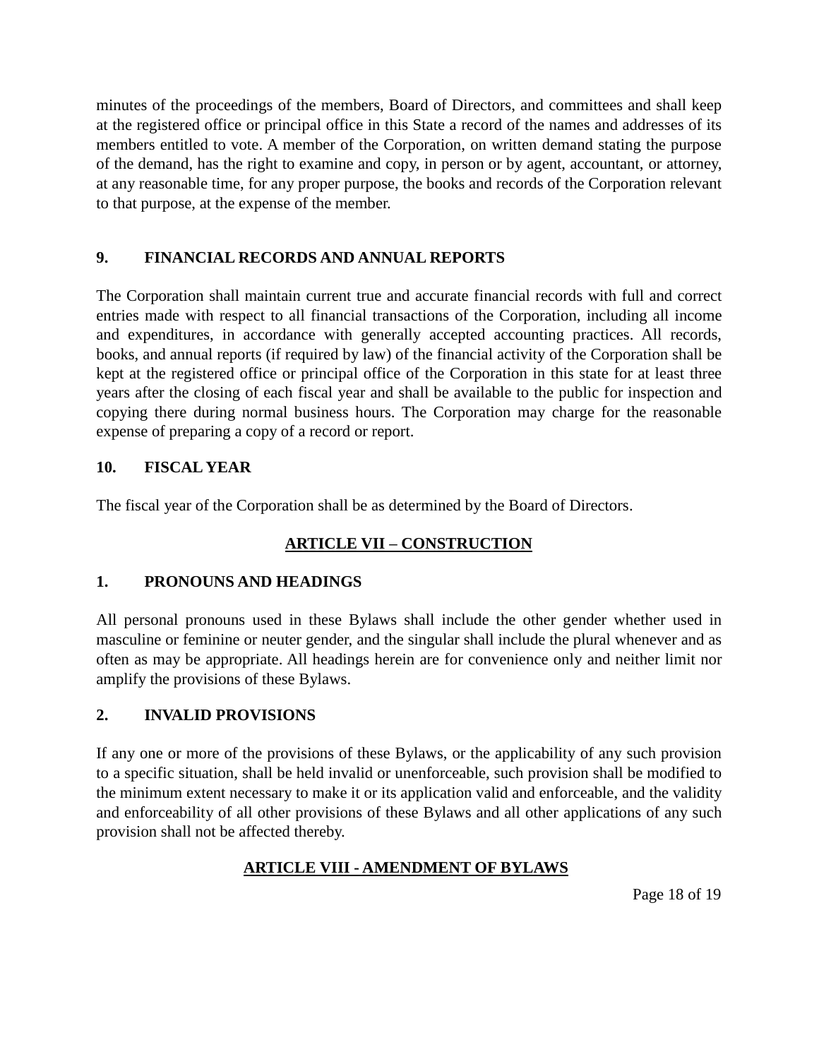minutes of the proceedings of the members, Board of Directors, and committees and shall keep at the registered office or principal office in this State a record of the names and addresses of its members entitled to vote. A member of the Corporation, on written demand stating the purpose of the demand, has the right to examine and copy, in person or by agent, accountant, or attorney, at any reasonable time, for any proper purpose, the books and records of the Corporation relevant to that purpose, at the expense of the member.

### 9. FINANCIAL RECORDS AND ANNUAL REPORTS

The Corporation shall maintain current true and accurate financial records with full and correct entries made with respect to all financial transactions of the Corporation, including all income and expenditures, in accordance with generally accepted accounting practices. All records, books, and annual reports (if required by law) of the financial activity of the Corporation shall be kept at the registered office or principal office of the Corporation in this state for at least three years after the closing of each fiscal year and shall be available to the public for inspection and copying there during normal business hours. The Corporation may charge for the reasonable expense of preparing a copy of a record or report.

### 10. FISCAL YEAR

The fiscal year of the Corporation shall be as determined by the Board of Directors.

## ARTICLE VII – CONSTRUCTION

### 1. PRONOUNS AND HEADINGS

All personal pronouns used in these Bylaws shall include the other gender whether used in masculine or feminine or neuter gender, and the singular shall include the plural whenever and as often as may be appropriate. All headings herein are for convenience only and neither limit nor amplify the provisions of these Bylaws.

### 2. INVALID PROVISIONS

If any one or more of the provisions of these Bylaws, or the applicability of any such provision to a specific situation, shall be held invalid or unenforceable, such provision shall be modified to the minimum extent necessary to make it or its application valid and enforceable, and the validity and enforceability of all other provisions of these Bylaws and all other applications of any such provision shall not be affected thereby.

## ARTICLE VIII - AMENDMENT OF BYLAWS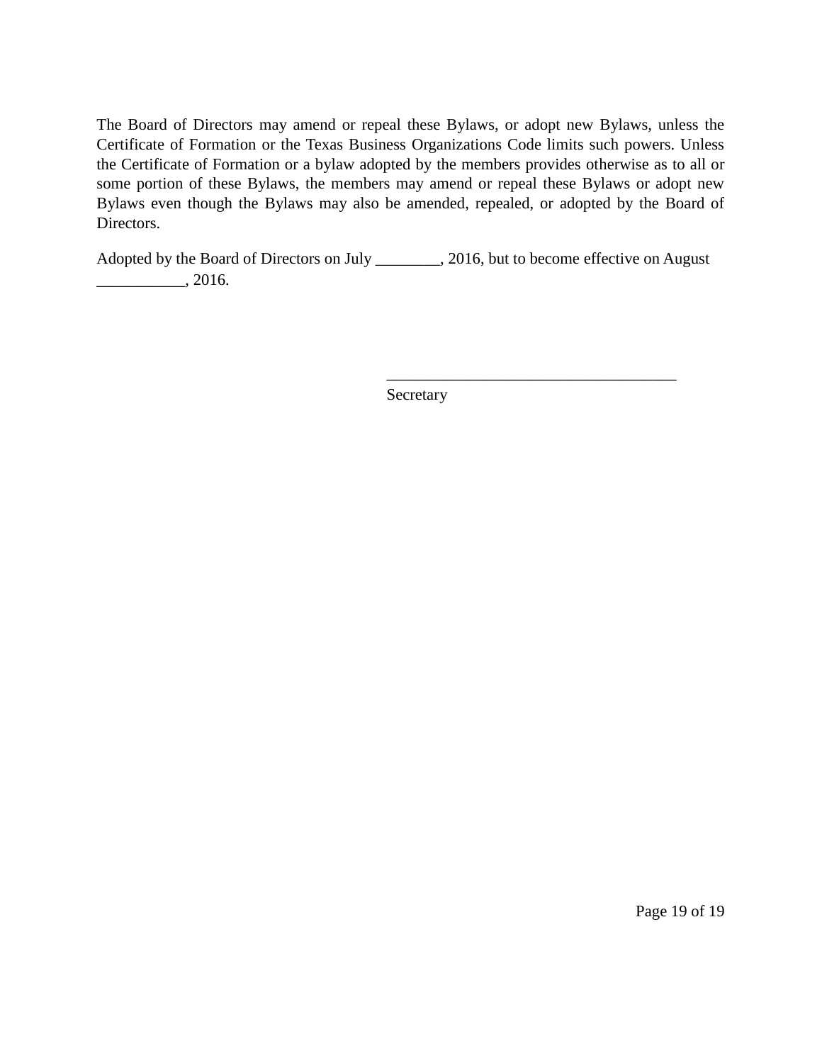The Board of Directors may amend or repeal these Bylaws, or adopt new Bylaws, unless the Certificate of Formation or the Texas Business Organizations Code limits such powers. Unless the Certificate of Formation or a bylaw adopted by the members provides otherwise as to all or some portion of these Bylaws, the members may amend or repeal these Bylaws or adopt new Bylaws even though the Bylaws may also be amended, repealed, or adopted by the Board of Directors.

Adopted by the Board of Directors on July ________, 2016, but to become effective on August ___________, 2016.

_____________________________________
Secretary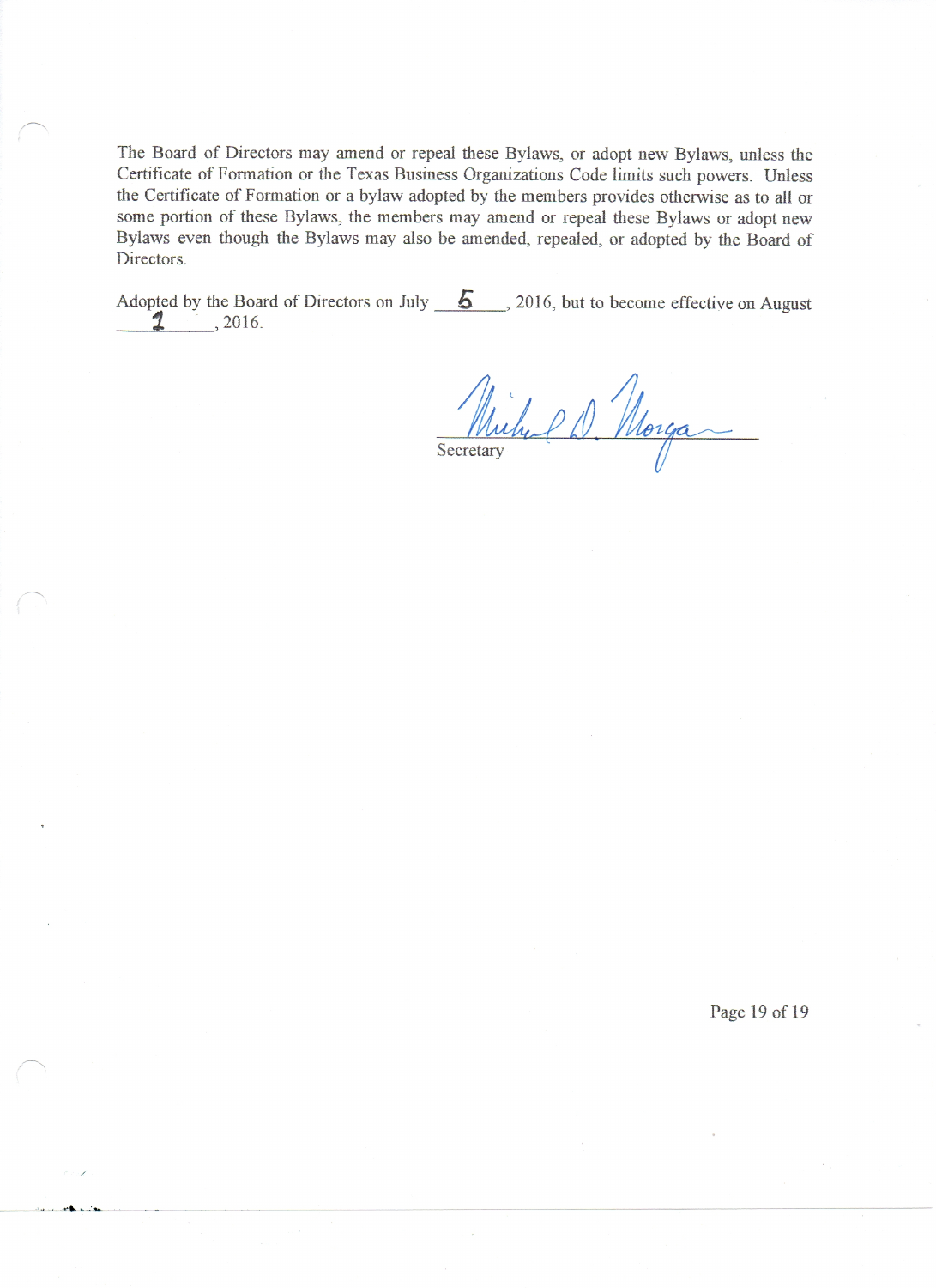The Board of Directors may amend or repeal these Bylaws, or adopt new Bylaws, unless the Certificate of Formation or the Texas Business Organizations Code limits such powers. Unless the Certificate of Formation or a bylaw adopted by the members provides otherwise as to all or some portion of these Bylaws, the members may amend or repeal these Bylaws or adopt new Bylaws even though the Bylaws may also be amended, repealed, or adopted by the Board of Directors.

Adopted by the Board of Directors on July 5, 2016, but to become effective on August 1, 2016.

Michael D. Morgan
Secretary